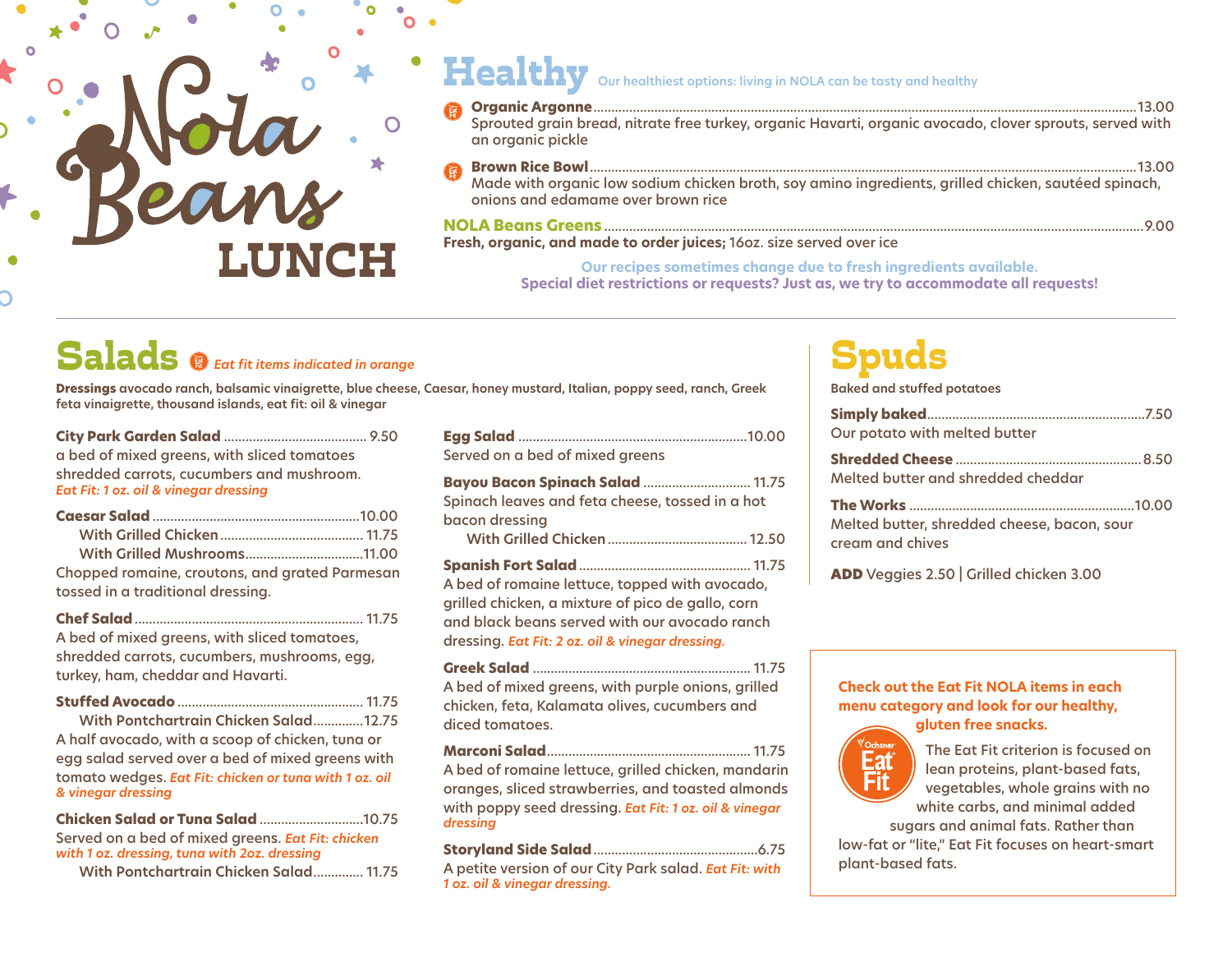# Nola Beans LUNCH

## Healthy

Our healthiest options: living in NOLA can be tasty and healthy

**Organic Argonne** ........ 13.00
Sprouted grain bread, nitrate free turkey, organic Havarti, organic avocado, clover sprouts, served with an organic pickle

**Brown Rice Bowl** ........ 13.00
Made with organic low sodium chicken broth, soy amino ingredients, grilled chicken, sautéed spinach, onions and edamame over brown rice

**NOLA Beans Greens** ........ 9.00
**Fresh, organic, and made to order juices;** 16oz. size served over ice

Our recipes sometimes change due to fresh ingredients available.
Special diet restrictions or requests? Just as, we try to accommodate all requests!

## Salads

*Eat fit items indicated in orange*

**Dressings** avocado ranch, balsamic vinaigrette, blue cheese, Caesar, honey mustard, Italian, poppy seed, ranch, Greek feta vinaigrette, thousand islands, eat fit: oil & vinegar

**City Park Garden Salad** ........ 9.50
a bed of mixed greens, with sliced tomatoes shredded carrots, cucumbers and mushroom.
*Eat Fit: 1 oz. oil & vinegar dressing*

**Caesar Salad** ........ 10.00
With Grilled Chicken ........ 11.75
With Grilled Mushrooms ........ 11.00
Chopped romaine, croutons, and grated Parmesan tossed in a traditional dressing.

**Chef Salad** ........ 11.75
A bed of mixed greens, with sliced tomatoes, shredded carrots, cucumbers, mushrooms, egg, turkey, ham, cheddar and Havarti.

**Stuffed Avocado** ........ 11.75
With Pontchartrain Chicken Salad ........ 12.75
A half avocado, with a scoop of chicken, tuna or egg salad served over a bed of mixed greens with tomato wedges. *Eat Fit: chicken or tuna with 1 oz. oil & vinegar dressing*

**Chicken Salad or Tuna Salad** ........ 10.75
Served on a bed of mixed greens. *Eat Fit: chicken with 1 oz. dressing, tuna with 2oz. dressing*
With Pontchartrain Chicken Salad ........ 11.75

**Egg Salad** ........ 10.00
Served on a bed of mixed greens

**Bayou Bacon Spinach Salad** ........ 11.75
Spinach leaves and feta cheese, tossed in a hot bacon dressing
With Grilled Chicken ........ 12.50

**Spanish Fort Salad** ........ 11.75
A bed of romaine lettuce, topped with avocado, grilled chicken, a mixture of pico de gallo, corn and black beans served with our avocado ranch dressing. *Eat Fit: 2 oz. oil & vinegar dressing.*

**Greek Salad** ........ 11.75
A bed of mixed greens, with purple onions, grilled chicken, feta, Kalamata olives, cucumbers and diced tomatoes.

**Marconi Salad** ........ 11.75
A bed of romaine lettuce, grilled chicken, mandarin oranges, sliced strawberries, and toasted almonds with poppy seed dressing. *Eat Fit: 1 oz. oil & vinegar dressing*

**Storyland Side Salad** ........ 6.75
A petite version of our City Park salad. *Eat Fit: with 1 oz. oil & vinegar dressing.*

## Spuds

Baked and stuffed potatoes

**Simply baked** ........ 7.50
Our potato with melted butter

**Shredded Cheese** ........ 8.50
Melted butter and shredded cheddar

**The Works** ........ 10.00
Melted butter, shredded cheese, bacon, sour cream and chives

**ADD** Veggies 2.50 | Grilled chicken 3.00

**Check out the Eat Fit NOLA items in each menu category and look for our healthy, gluten free snacks.**

Ochsner Eat Fit

The Eat Fit criterion is focused on lean proteins, plant-based fats, vegetables, whole grains with no white carbs, and minimal added sugars and animal fats. Rather than low-fat or "lite," Eat Fit focuses on heart-smart plant-based fats.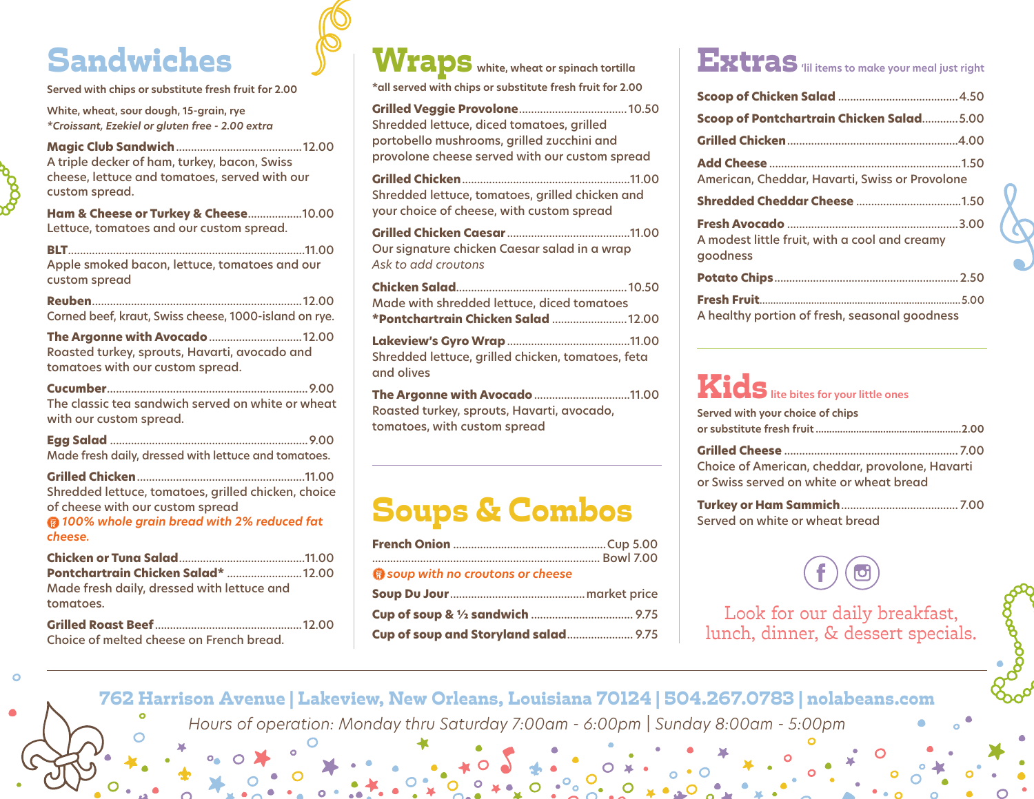# Sandwiches

Served with chips or substitute fresh fruit for 2.00

White, wheat, sour dough, 15-grain, rye
*Croissant, Ezekiel or gluten free - 2.00 extra*

**Magic Club Sandwich** ........................................ 12.00
A triple decker of ham, turkey, bacon, Swiss cheese, lettuce and tomatoes, served with our custom spread.

**Ham & Cheese or Turkey & Cheese** .................. 10.00
Lettuce, tomatoes and our custom spread.

**BLT** .............................................................................. 11.00
Apple smoked bacon, lettuce, tomatoes and our custom spread

**Reuben** ......................................................................... 12.00
Corned beef, kraut, Swiss cheese, 1000-island on rye.

**The Argonne with Avocado** ............................. 12.00
Roasted turkey, sprouts, Havarti, avocado and tomatoes with our custom spread.

**Cucumber** ..................................................................... 9.00
The classic tea sandwich served on white or wheat with our custom spread.

**Egg Salad** ..................................................................... 9.00
Made fresh daily, dressed with lettuce and tomatoes.

**Grilled Chicken** ........................................................ 11.00
Shredded lettuce, tomatoes, grilled chicken, choice of cheese with our custom spread
*100% whole grain bread with 2% reduced fat cheese.*

**Chicken or Tuna Salad** ......................................... 11.00
**Pontchartrain Chicken Salad*** ......................... 12.00
Made fresh daily, dressed with lettuce and tomatoes.

**Grilled Roast Beef** ................................................ 12.00
Choice of melted cheese on French bread.

# Wraps

white, wheat or spinach tortilla

*all served with chips or substitute fresh fruit for 2.00

**Grilled Veggie Provolone** .................................. 10.50
Shredded lettuce, diced tomatoes, grilled portobello mushrooms, grilled zucchini and provolone cheese served with our custom spread

**Grilled Chicken** ........................................................ 11.00
Shredded lettuce, tomatoes, grilled chicken and your choice of cheese, with custom spread

**Grilled Chicken Caesar** ....................................... 11.00
Our signature chicken Caesar salad in a wrap
*Ask to add croutons*

**Chicken Salad** ........................................................ 10.50
Made with shredded lettuce, diced tomatoes
**\*Pontchartrain Chicken Salad** ......................... 12.00

**Lakeview's Gyro Wrap** ........................................ 11.00
Shredded lettuce, grilled chicken, tomatoes, feta and olives

**The Argonne with Avocado** ............................. 11.00
Roasted turkey, sprouts, Havarti, avocado, tomatoes, with custom spread

# Soups & Combos

**French Onion** .................................................. Cup 5.00
.......................................................................... Bowl 7.00
*soup with no croutons or cheese*

**Soup Du Jour** ........................................... market price

**Cup of soup & ½ sandwich** ................................. 9.75

**Cup of soup and Storyland salad** ..................... 9.75

# Extras

'lil items to make your meal just right

**Scoop of Chicken Salad** ........................................ 4.50

**Scoop of Pontchartrain Chicken Salad** ............ 5.00

**Grilled Chicken** ........................................................ 4.00

**Add Cheese** ................................................................ 1.50
American, Cheddar, Havarti, Swiss or Provolone

**Shredded Cheddar Cheese** ................................... 1.50

**Fresh Avocado** ......................................................... 3.00
A modest little fruit, with a cool and creamy goodness

**Potato Chips** .............................................................. 2.50

**Fresh Fruit** .................................................................. 5.00
A healthy portion of fresh, seasonal goodness

# Kids

lite bites for your little ones

Served with your choice of chips
or substitute fresh fruit .............................................. 2.00

**Grilled Cheese** ............................................................ 7.00
Choice of American, cheddar, provolone, Havarti or Swiss served on white or wheat bread

**Turkey or Ham Sammich** ...................................... 7.00
Served on white or wheat bread

Look for our daily breakfast, lunch, dinner, & dessert specials.

**762 Harrison Avenue | Lakeview, New Orleans, Louisiana 70124 | 504.267.0783 | nolabeans.com**

*Hours of operation: Monday thru Saturday 7:00am - 6:00pm | Sunday 8:00am - 5:00pm*